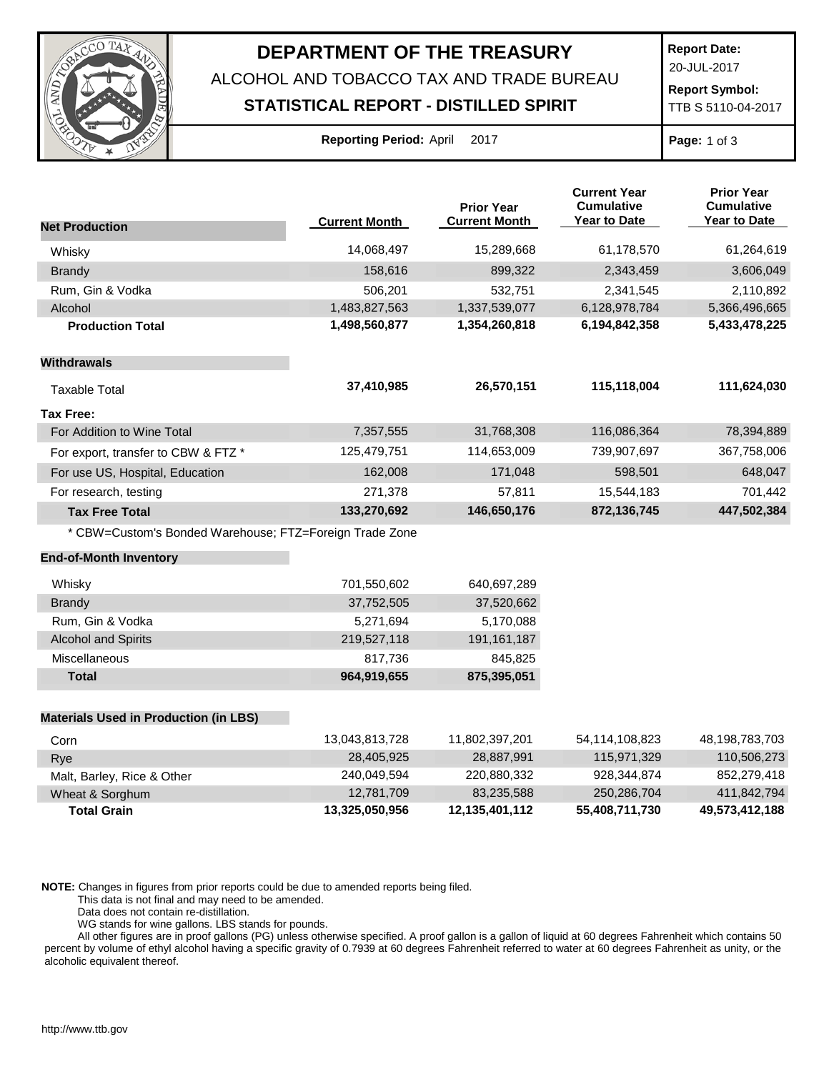# DEPARTMENT OF THE TREASURY

ALCOHOL AND TOBACCO TAX AND TRADE BUREAU

**STATISTICAL REPORT - DISTILLED SPIRIT**

**Report Date:** 20-JUL-2017

**Report Symbol:** TTB S 5110-04-2017

**Reporting Period:** April 2017

| **Net Production** | **Current Month** | **Prior Year Current Month** | **Current Year Cumulative Year to Date** | **Prior Year Cumulative Year to Date** |
|---|---|---|---|---|
| Whisky | 14,068,497 | 15,289,668 | 61,178,570 | 61,264,619 |
| Brandy | 158,616 | 899,322 | 2,343,459 | 3,606,049 |
| Rum, Gin & Vodka | 506,201 | 532,751 | 2,341,545 | 2,110,892 |
| Alcohol | 1,483,827,563 | 1,337,539,077 | 6,128,978,784 | 5,366,496,665 |
| **Production Total** | **1,498,560,877** | **1,354,260,818** | **6,194,842,358** | **5,433,478,225** |
| **Withdrawals** | | | | |
| Taxable Total | **37,410,985** | **26,570,151** | **115,118,004** | **111,624,030** |
| **Tax Free:** | | | | |
| For Addition to Wine Total | 7,357,555 | 31,768,308 | 116,086,364 | 78,394,889 |
| For export, transfer to CBW & FTZ * | 125,479,751 | 114,653,009 | 739,907,697 | 367,758,006 |
| For use US, Hospital, Education | 162,008 | 171,048 | 598,501 | 648,047 |
| For research, testing | 271,378 | 57,811 | 15,544,183 | 701,442 |
| **Tax Free Total** | **133,270,692** | **146,650,176** | **872,136,745** | **447,502,384** |

\* CBW=Custom's Bonded Warehouse; FTZ=Foreign Trade Zone

| **End-of-Month Inventory** | **Current Month** | **Prior Year Current Month** |
|---|---|---|
| Whisky | 701,550,602 | 640,697,289 |
| Brandy | 37,752,505 | 37,520,662 |
| Rum, Gin & Vodka | 5,271,694 | 5,170,088 |
| Alcohol and Spirits | 219,527,118 | 191,161,187 |
| Miscellaneous | 817,736 | 845,825 |
| **Total** | **964,919,655** | **875,395,051** |

| **Materials Used in Production (in LBS)** | **Current Month** | **Prior Year Current Month** | **Current Year Cumulative Year to Date** | **Prior Year Cumulative Year to Date** |
|---|---|---|---|---|
| Corn | 13,043,813,728 | 11,802,397,201 | 54,114,108,823 | 48,198,783,703 |
| Rye | 28,405,925 | 28,887,991 | 115,971,329 | 110,506,273 |
| Malt, Barley, Rice & Other | 240,049,594 | 220,880,332 | 928,344,874 | 852,279,418 |
| Wheat & Sorghum | 12,781,709 | 83,235,588 | 250,286,704 | 411,842,794 |
| **Total Grain** | **13,325,050,956** | **12,135,401,112** | **55,408,711,730** | **49,573,412,188** |

**NOTE:** Changes in figures from prior reports could be due to amended reports being filed.
This data is not final and may need to be amended.
Data does not contain re-distillation.
WG stands for wine gallons. LBS stands for pounds.
All other figures are in proof gallons (PG) unless otherwise specified. A proof gallon is a gallon of liquid at 60 degrees Fahrenheit which contains 50 percent by volume of ethyl alcohol having a specific gravity of 0.7939 at 60 degrees Fahrenheit referred to water at 60 degrees Fahrenheit as unity, or the alcoholic equivalent thereof.

http://www.ttb.gov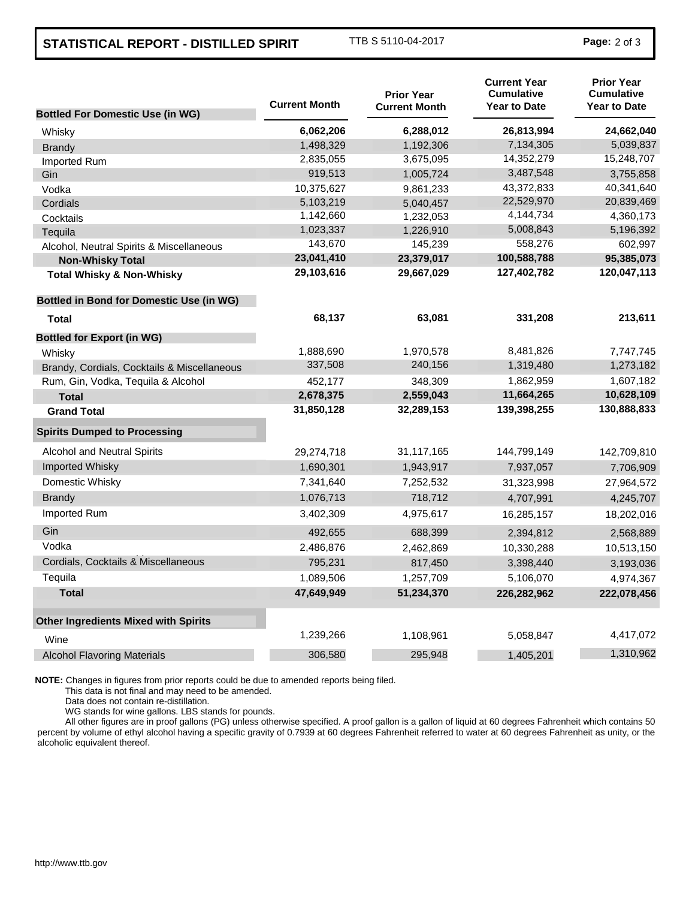## STATISTICAL REPORT - DISTILLED SPIRIT

TTB S 5110-04-2017

| Bottled For Domestic Use (in WG) | Current Month | Prior Year Current Month | Current Year Cumulative Year to Date | Prior Year Cumulative Year to Date |
|---|---|---|---|---|
| Whisky | **6,062,206** | **6,288,012** | **26,813,994** | **24,662,040** |
| Brandy | 1,498,329 | 1,192,306 | 7,134,305 | 5,039,837 |
| Imported Rum | 2,835,055 | 3,675,095 | 14,352,279 | 15,248,707 |
| Gin | 919,513 | 1,005,724 | 3,487,548 | 3,755,858 |
| Vodka | 10,375,627 | 9,861,233 | 43,372,833 | 40,341,640 |
| Cordials | 5,103,219 | 5,040,457 | 22,529,970 | 20,839,469 |
| Cocktails | 1,142,660 | 1,232,053 | 4,144,734 | 4,360,173 |
| Tequila | 1,023,337 | 1,226,910 | 5,008,843 | 5,196,392 |
| Alcohol, Neutral Spirits & Miscellaneous | 143,670 | 145,239 | 558,276 | 602,997 |
| **Non-Whisky Total** | **23,041,410** | **23,379,017** | **100,588,788** | **95,385,073** |
| **Total Whisky & Non-Whisky** | **29,103,616** | **29,667,029** | **127,402,782** | **120,047,113** |
| **Bottled in Bond for Domestic Use (in WG)** | | | | |
| **Total** | **68,137** | **63,081** | **331,208** | **213,611** |
| **Bottled for Export (in WG)** | | | | |
| Whisky | 1,888,690 | 1,970,578 | 8,481,826 | 7,747,745 |
| Brandy, Cordials, Cocktails & Miscellaneous | 337,508 | 240,156 | 1,319,480 | 1,273,182 |
| Rum, Gin, Vodka, Tequila & Alcohol | 452,177 | 348,309 | 1,862,959 | 1,607,182 |
| **Total** | **2,678,375** | **2,559,043** | **11,664,265** | **10,628,109** |
| **Grand Total** | **31,850,128** | **32,289,153** | **139,398,255** | **130,888,833** |
| **Spirits Dumped to Processing** | | | | |
| Alcohol and Neutral Spirits | 29,274,718 | 31,117,165 | 144,799,149 | 142,709,810 |
| Imported Whisky | 1,690,301 | 1,943,917 | 7,937,057 | 7,706,909 |
| Domestic Whisky | 7,341,640 | 7,252,532 | 31,323,998 | 27,964,572 |
| Brandy | 1,076,713 | 718,712 | 4,707,991 | 4,245,707 |
| Imported Rum | 3,402,309 | 4,975,617 | 16,285,157 | 18,202,016 |
| Gin | 492,655 | 688,399 | 2,394,812 | 2,568,889 |
| Vodka | 2,486,876 | 2,462,869 | 10,330,288 | 10,513,150 |
| Cordials, Cocktails & Miscellaneous | 795,231 | 817,450 | 3,398,440 | 3,193,036 |
| Tequila | 1,089,506 | 1,257,709 | 5,106,070 | 4,974,367 |
| **Total** | **47,649,949** | **51,234,370** | **226,282,962** | **222,078,456** |
| **Other Ingredients Mixed with Spirits** | | | | |
| Wine | 1,239,266 | 1,108,961 | 5,058,847 | 4,417,072 |
| Alcohol Flavoring Materials | 306,580 | 295,948 | 1,405,201 | 1,310,962 |

**NOTE:** Changes in figures from prior reports could be due to amended reports being filed.
This data is not final and may need to be amended.
Data does not contain re-distillation.
WG stands for wine gallons. LBS stands for pounds.
All other figures are in proof gallons (PG) unless otherwise specified. A proof gallon is a gallon of liquid at 60 degrees Fahrenheit which contains 50 percent by volume of ethyl alcohol having a specific gravity of 0.7939 at 60 degrees Fahrenheit referred to water at 60 degrees Fahrenheit as unity, or the alcoholic equivalent thereof.

http://www.ttb.gov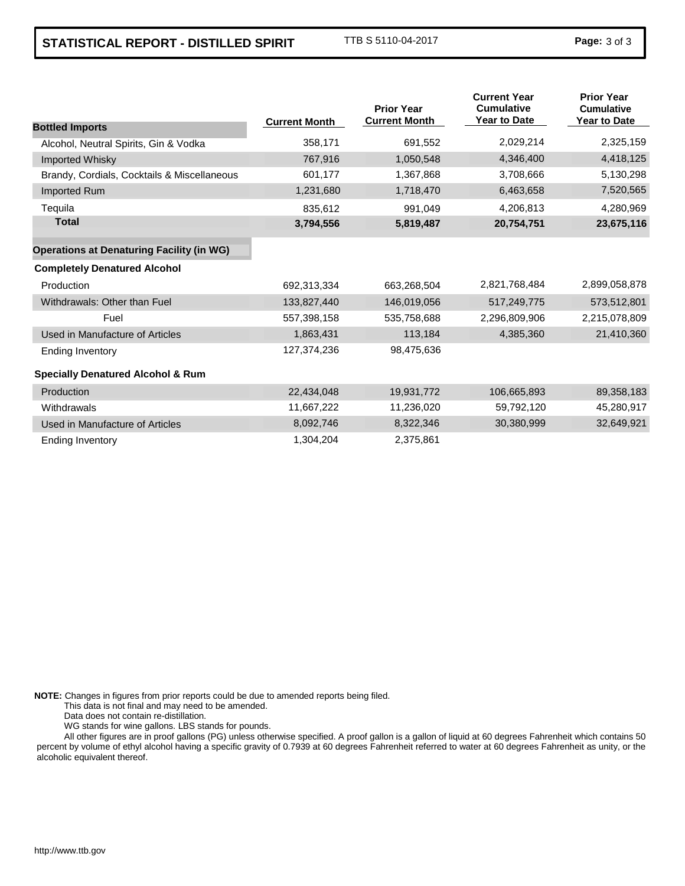# STATISTICAL REPORT - DISTILLED SPIRIT

TTB S 5110-04-2017

| Bottled Imports | Current Month | Prior Year Current Month | Current Year Cumulative Year to Date | Prior Year Cumulative Year to Date |
|---|---|---|---|---|
| Alcohol, Neutral Spirits, Gin & Vodka | 358,171 | 691,552 | 2,029,214 | 2,325,159 |
| Imported Whisky | 767,916 | 1,050,548 | 4,346,400 | 4,418,125 |
| Brandy, Cordials, Cocktails & Miscellaneous | 601,177 | 1,367,868 | 3,708,666 | 5,130,298 |
| Imported Rum | 1,231,680 | 1,718,470 | 6,463,658 | 7,520,565 |
| Tequila | 835,612 | 991,049 | 4,206,813 | 4,280,969 |
| **Total** | **3,794,556** | **5,819,487** | **20,754,751** | **23,675,116** |
| **Operations at Denaturing Facility (in WG)** | | | | |
| **Completely Denatured Alcohol** | | | | |
| Production | 692,313,334 | 663,268,504 | 2,821,768,484 | 2,899,058,878 |
| Withdrawals: Other than Fuel | 133,827,440 | 146,019,056 | 517,249,775 | 573,512,801 |
| Fuel | 557,398,158 | 535,758,688 | 2,296,809,906 | 2,215,078,809 |
| Used in Manufacture of Articles | 1,863,431 | 113,184 | 4,385,360 | 21,410,360 |
| Ending Inventory | 127,374,236 | 98,475,636 | | |
| **Specially Denatured Alcohol & Rum** | | | | |
| Production | 22,434,048 | 19,931,772 | 106,665,893 | 89,358,183 |
| Withdrawals | 11,667,222 | 11,236,020 | 59,792,120 | 45,280,917 |
| Used in Manufacture of Articles | 8,092,746 | 8,322,346 | 30,380,999 | 32,649,921 |
| Ending Inventory | 1,304,204 | 2,375,861 | | |

**NOTE:** Changes in figures from prior reports could be due to amended reports being filed.
This data is not final and may need to be amended.
Data does not contain re-distillation.
WG stands for wine gallons. LBS stands for pounds.
All other figures are in proof gallons (PG) unless otherwise specified. A proof gallon is a gallon of liquid at 60 degrees Fahrenheit which contains 50 percent by volume of ethyl alcohol having a specific gravity of 0.7939 at 60 degrees Fahrenheit referred to water at 60 degrees Fahrenheit as unity, or the alcoholic equivalent thereof.

http://www.ttb.gov